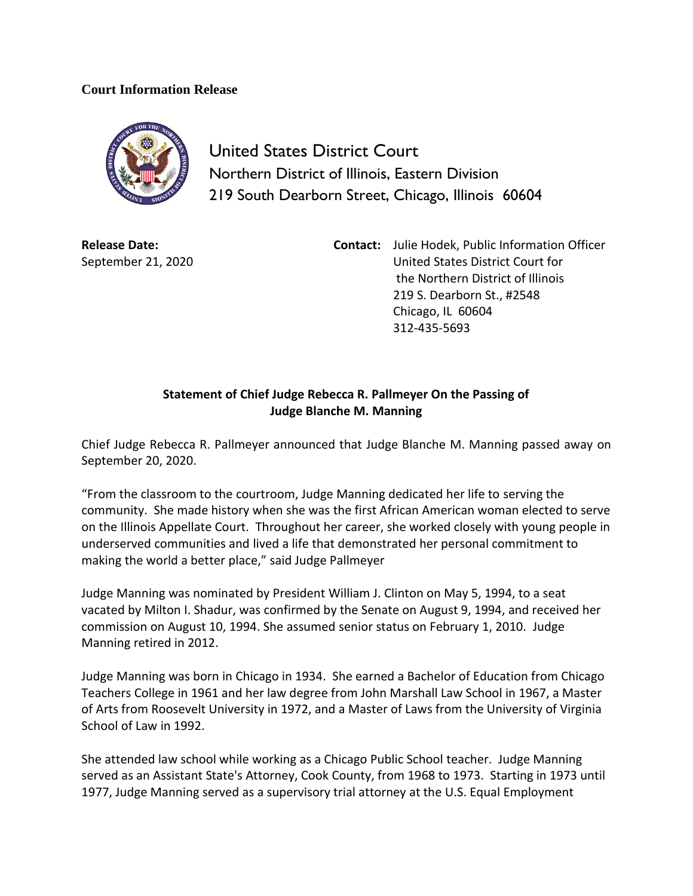**Court Information Release**

United States District Court
Northern District of Illinois, Eastern Division
219 South Dearborn Street, Chicago, Illinois 60604

**Release Date:**
September 21, 2020

**Contact:** Julie Hodek, Public Information Officer
United States District Court for
the Northern District of Illinois
219 S. Dearborn St., #2548
Chicago, IL 60604
312-435-5693

**Statement of Chief Judge Rebecca R. Pallmeyer On the Passing of Judge Blanche M. Manning**

Chief Judge Rebecca R. Pallmeyer announced that Judge Blanche M. Manning passed away on September 20, 2020.

"From the classroom to the courtroom, Judge Manning dedicated her life to serving the community. She made history when she was the first African American woman elected to serve on the Illinois Appellate Court. Throughout her career, she worked closely with young people in underserved communities and lived a life that demonstrated her personal commitment to making the world a better place," said Judge Pallmeyer

Judge Manning was nominated by President William J. Clinton on May 5, 1994, to a seat vacated by Milton I. Shadur, was confirmed by the Senate on August 9, 1994, and received her commission on August 10, 1994. She assumed senior status on February 1, 2010. Judge Manning retired in 2012.

Judge Manning was born in Chicago in 1934. She earned a Bachelor of Education from Chicago Teachers College in 1961 and her law degree from John Marshall Law School in 1967, a Master of Arts from Roosevelt University in 1972, and a Master of Laws from the University of Virginia School of Law in 1992.

She attended law school while working as a Chicago Public School teacher. Judge Manning served as an Assistant State's Attorney, Cook County, from 1968 to 1973. Starting in 1973 until 1977, Judge Manning served as a supervisory trial attorney at the U.S. Equal Employment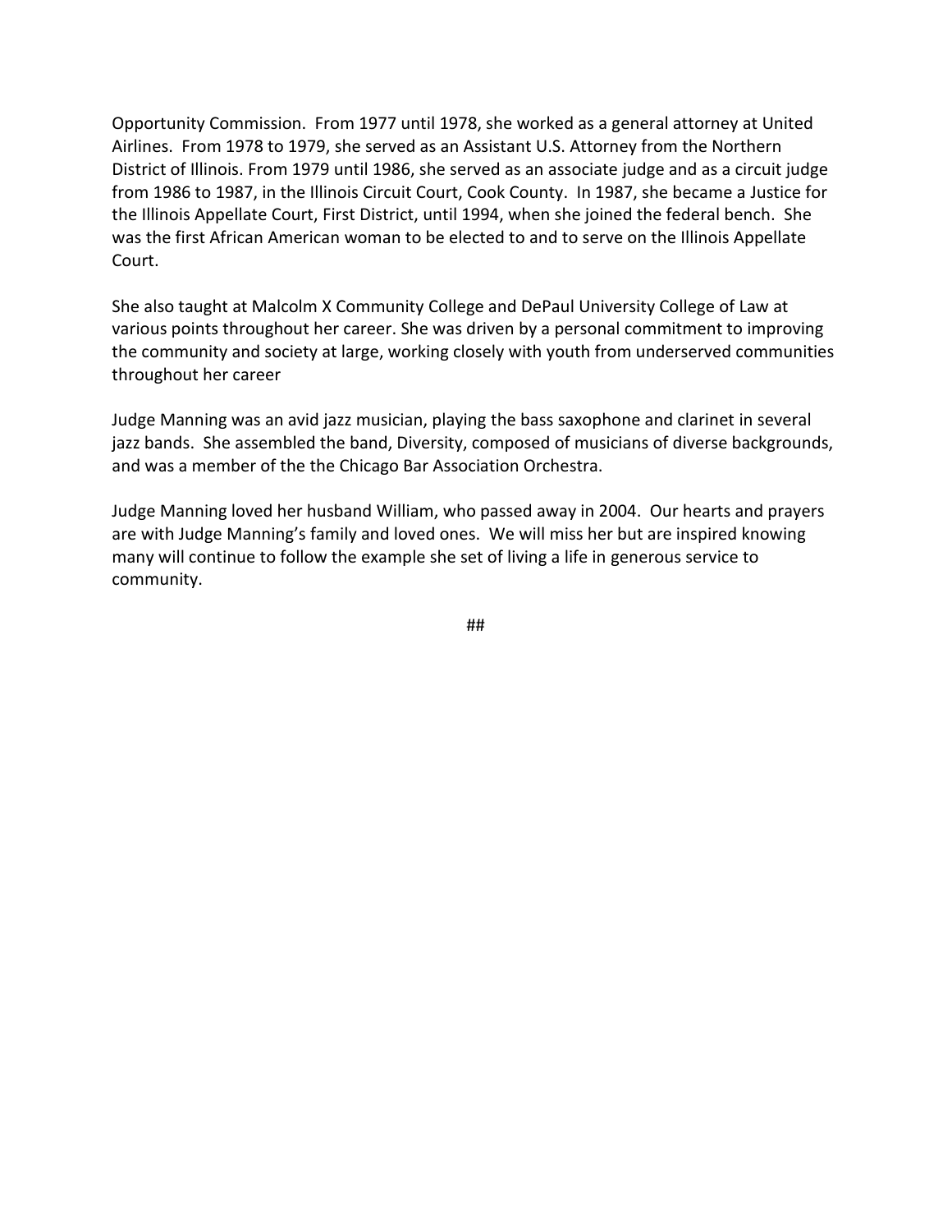Opportunity Commission. From 1977 until 1978, she worked as a general attorney at United Airlines. From 1978 to 1979, she served as an Assistant U.S. Attorney from the Northern District of Illinois. From 1979 until 1986, she served as an associate judge and as a circuit judge from 1986 to 1987, in the Illinois Circuit Court, Cook County. In 1987, she became a Justice for the Illinois Appellate Court, First District, until 1994, when she joined the federal bench. She was the first African American woman to be elected to and to serve on the Illinois Appellate Court.

She also taught at Malcolm X Community College and DePaul University College of Law at various points throughout her career. She was driven by a personal commitment to improving the community and society at large, working closely with youth from underserved communities throughout her career

Judge Manning was an avid jazz musician, playing the bass saxophone and clarinet in several jazz bands. She assembled the band, Diversity, composed of musicians of diverse backgrounds, and was a member of the the Chicago Bar Association Orchestra.

Judge Manning loved her husband William, who passed away in 2004. Our hearts and prayers are with Judge Manning's family and loved ones. We will miss her but are inspired knowing many will continue to follow the example she set of living a life in generous service to community.

##